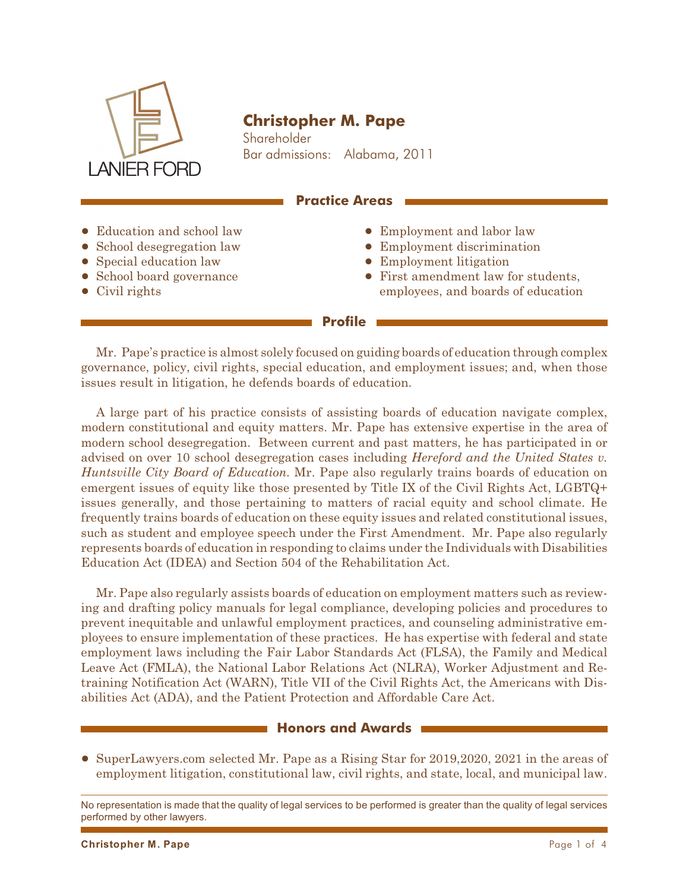LANIER FORD

# Christopher M. Pape

Shareholder
Bar admissions: Alabama, 2011

## Practice Areas

- Education and school law
- School desegregation law
- Special education law
- School board governance
- Civil rights
- Employment and labor law
- Employment discrimination
- Employment litigation
- First amendment law for students, employees, and boards of education

## Profile

Mr. Pape's practice is almost solely focused on guiding boards of education through complex governance, policy, civil rights, special education, and employment issues; and, when those issues result in litigation, he defends boards of education.

A large part of his practice consists of assisting boards of education navigate complex, modern constitutional and equity matters. Mr. Pape has extensive expertise in the area of modern school desegregation. Between current and past matters, he has participated in or advised on over 10 school desegregation cases including *Hereford and the United States v. Huntsville City Board of Education.* Mr. Pape also regularly trains boards of education on emergent issues of equity like those presented by Title IX of the Civil Rights Act, LGBTQ+ issues generally, and those pertaining to matters of racial equity and school climate. He frequently trains boards of education on these equity issues and related constitutional issues, such as student and employee speech under the First Amendment. Mr. Pape also regularly represents boards of education in responding to claims under the Individuals with Disabilities Education Act (IDEA) and Section 504 of the Rehabilitation Act.

Mr. Pape also regularly assists boards of education on employment matters such as reviewing and drafting policy manuals for legal compliance, developing policies and procedures to prevent inequitable and unlawful employment practices, and counseling administrative employees to ensure implementation of these practices. He has expertise with federal and state employment laws including the Fair Labor Standards Act (FLSA), the Family and Medical Leave Act (FMLA), the National Labor Relations Act (NLRA), Worker Adjustment and Retraining Notification Act (WARN), Title VII of the Civil Rights Act, the Americans with Disabilities Act (ADA), and the Patient Protection and Affordable Care Act.

## Honors and Awards

- SuperLawyers.com selected Mr. Pape as a Rising Star for 2019,2020, 2021 in the areas of employment litigation, constitutional law, civil rights, and state, local, and municipal law.

No representation is made that the quality of legal services to be performed is greater than the quality of legal services performed by other lawyers.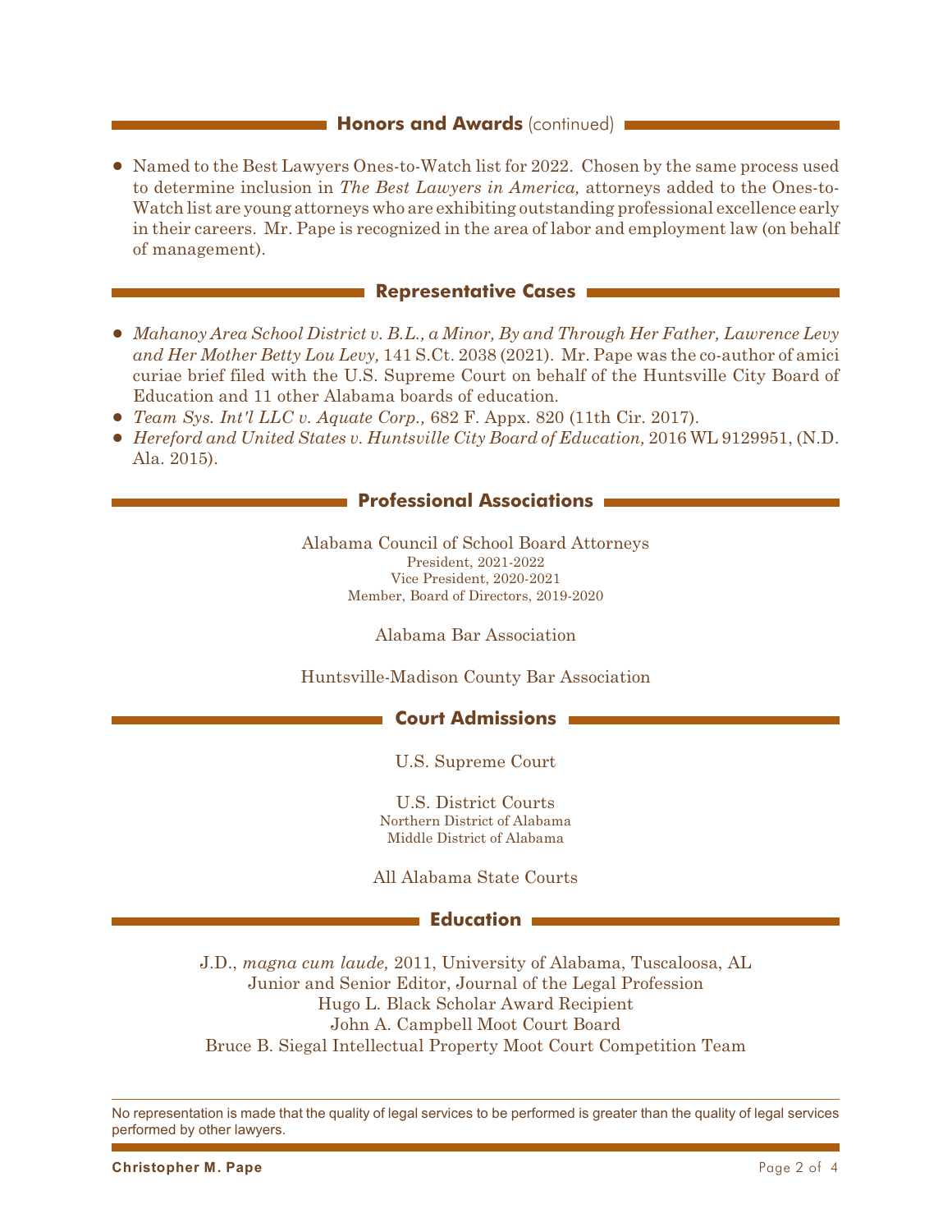## **Honors and Awards** (continued)

- Named to the Best Lawyers Ones-to-Watch list for 2022. Chosen by the same process used to determine inclusion in *The Best Lawyers in America,* attorneys added to the Ones-to-Watch list are young attorneys who are exhibiting outstanding professional excellence early in their careers. Mr. Pape is recognized in the area of labor and employment law (on behalf of management).

## Representative Cases

- *Mahanoy Area School District v. B.L., a Minor, By and Through Her Father, Lawrence Levy and Her Mother Betty Lou Levy,* 141 S.Ct. 2038 (2021). Mr. Pape was the co-author of amici curiae brief filed with the U.S. Supreme Court on behalf of the Huntsville City Board of Education and 11 other Alabama boards of education.
- *Team Sys. Int'l LLC v. Aquate Corp.,* 682 F. Appx. 820 (11th Cir. 2017).
- *Hereford and United States v. Huntsville City Board of Education,* 2016 WL 9129951, (N.D. Ala. 2015).

## Professional Associations

Alabama Council of School Board Attorneys
President, 2021-2022
Vice President, 2020-2021
Member, Board of Directors, 2019-2020

Alabama Bar Association

Huntsville-Madison County Bar Association

## Court Admissions

U.S. Supreme Court

U.S. District Courts
Northern District of Alabama
Middle District of Alabama

All Alabama State Courts

## Education

J.D., *magna cum laude,* 2011, University of Alabama, Tuscaloosa, AL
Junior and Senior Editor, Journal of the Legal Profession
Hugo L. Black Scholar Award Recipient
John A. Campbell Moot Court Board
Bruce B. Siegal Intellectual Property Moot Court Competition Team

No representation is made that the quality of legal services to be performed is greater than the quality of legal services performed by other lawyers.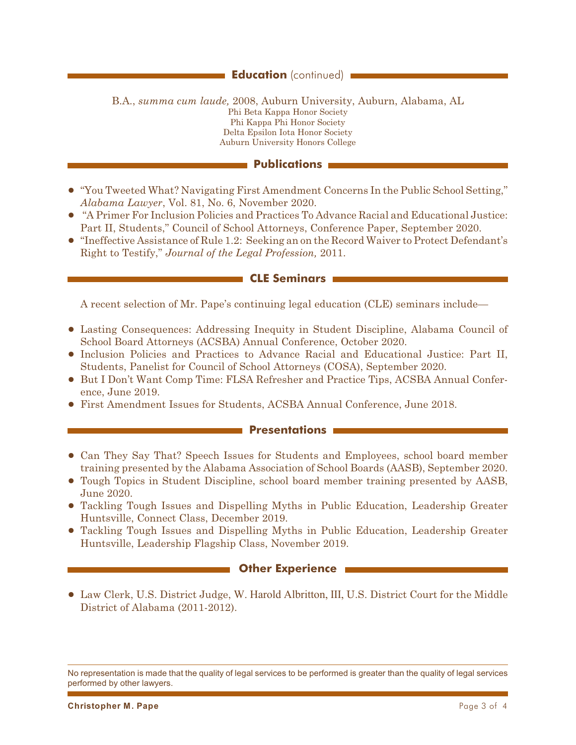## **Education** (continued)

B.A., *summa cum laude,* 2008, Auburn University, Auburn, Alabama, AL
Phi Beta Kappa Honor Society
Phi Kappa Phi Honor Society
Delta Epsilon Iota Honor Society
Auburn University Honors College

## **Publications**

- "You Tweeted What? Navigating First Amendment Concerns In the Public School Setting," *Alabama Lawyer*, Vol. 81, No. 6, November 2020.
- "A Primer For Inclusion Policies and Practices To Advance Racial and Educational Justice: Part II, Students," Council of School Attorneys, Conference Paper, September 2020.
- "Ineffective Assistance of Rule 1.2: Seeking an on the Record Waiver to Protect Defendant's Right to Testify," *Journal of the Legal Profession,* 2011.

## **CLE Seminars**

A recent selection of Mr. Pape's continuing legal education (CLE) seminars include—

- Lasting Consequences: Addressing Inequity in Student Discipline, Alabama Council of School Board Attorneys (ACSBA) Annual Conference, October 2020.
- Inclusion Policies and Practices to Advance Racial and Educational Justice: Part II, Students, Panelist for Council of School Attorneys (COSA), September 2020.
- But I Don't Want Comp Time: FLSA Refresher and Practice Tips, ACSBA Annual Conference, June 2019.
- First Amendment Issues for Students, ACSBA Annual Conference, June 2018.

## **Presentations**

- Can They Say That? Speech Issues for Students and Employees, school board member training presented by the Alabama Association of School Boards (AASB), September 2020.
- Tough Topics in Student Discipline, school board member training presented by AASB, June 2020.
- Tackling Tough Issues and Dispelling Myths in Public Education, Leadership Greater Huntsville, Connect Class, December 2019.
- Tackling Tough Issues and Dispelling Myths in Public Education, Leadership Greater Huntsville, Leadership Flagship Class, November 2019.

## **Other Experience**

- Law Clerk, U.S. District Judge, W. Harold Albritton, III, U.S. District Court for the Middle District of Alabama (2011-2012).

No representation is made that the quality of legal services to be performed is greater than the quality of legal services performed by other lawyers.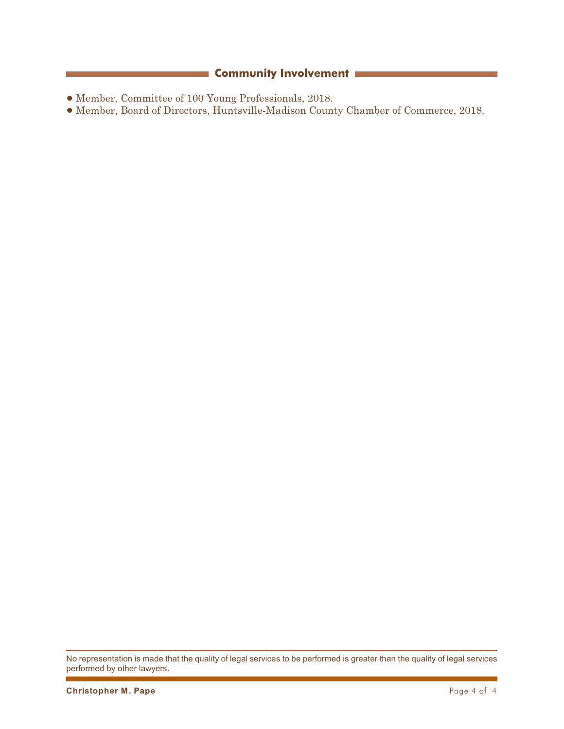## Community Involvement

- Member, Committee of 100 Young Professionals, 2018.
- Member, Board of Directors, Huntsville-Madison County Chamber of Commerce, 2018.

No representation is made that the quality of legal services to be performed is greater than the quality of legal services performed by other lawyers.